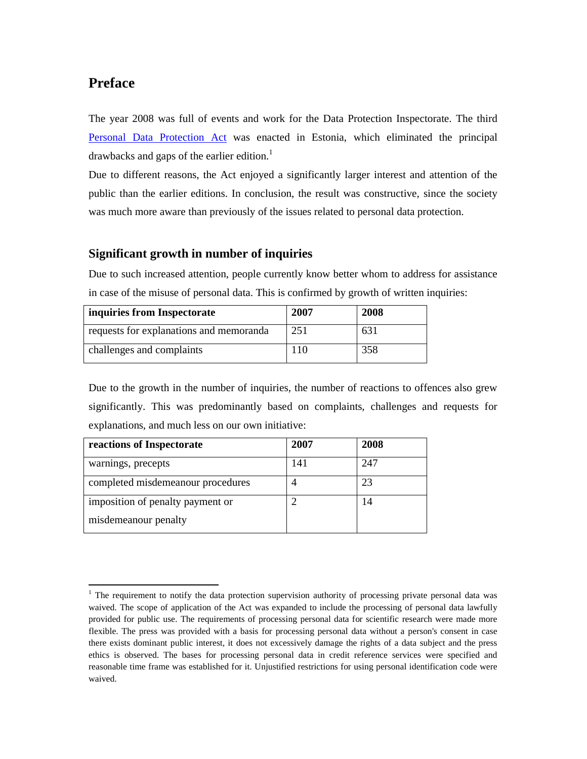# Preface

The year 2008 was full of events and work for the Data Protection Inspectorate. The third Personal Data Protection Act was enacted in Estonia, which eliminated the principal drawbacks and gaps of the earlier edition.[1]

Due to different reasons, the Act enjoyed a significantly larger interest and attention of the public than the earlier editions. In conclusion, the result was constructive, since the society was much more aware than previously of the issues related to personal data protection.

## Significant growth in number of inquiries

Due to such increased attention, people currently know better whom to address for assistance in case of the misuse of personal data. This is confirmed by growth of written inquiries:

| inquiries from Inspectorate | 2007 | 2008 |
|---|---|---|
| requests for explanations and memoranda | 251 | 631 |
| challenges and complaints | 110 | 358 |

Due to the growth in the number of inquiries, the number of reactions to offences also grew significantly. This was predominantly based on complaints, challenges and requests for explanations, and much less on our own initiative:

| reactions of Inspectorate | 2007 | 2008 |
|---|---|---|
| warnings, precepts | 141 | 247 |
| completed misdemeanour procedures | 4 | 23 |
| imposition of penalty payment or misdemeanour penalty | 2 | 14 |

---

[1] The requirement to notify the data protection supervision authority of processing private personal data was waived. The scope of application of the Act was expanded to include the processing of personal data lawfully provided for public use. The requirements of processing personal data for scientific research were made more flexible. The press was provided with a basis for processing personal data without a person's consent in case there exists dominant public interest, it does not excessively damage the rights of a data subject and the press ethics is observed. The bases for processing personal data in credit reference services were specified and reasonable time frame was established for it. Unjustified restrictions for using personal identification code were waived.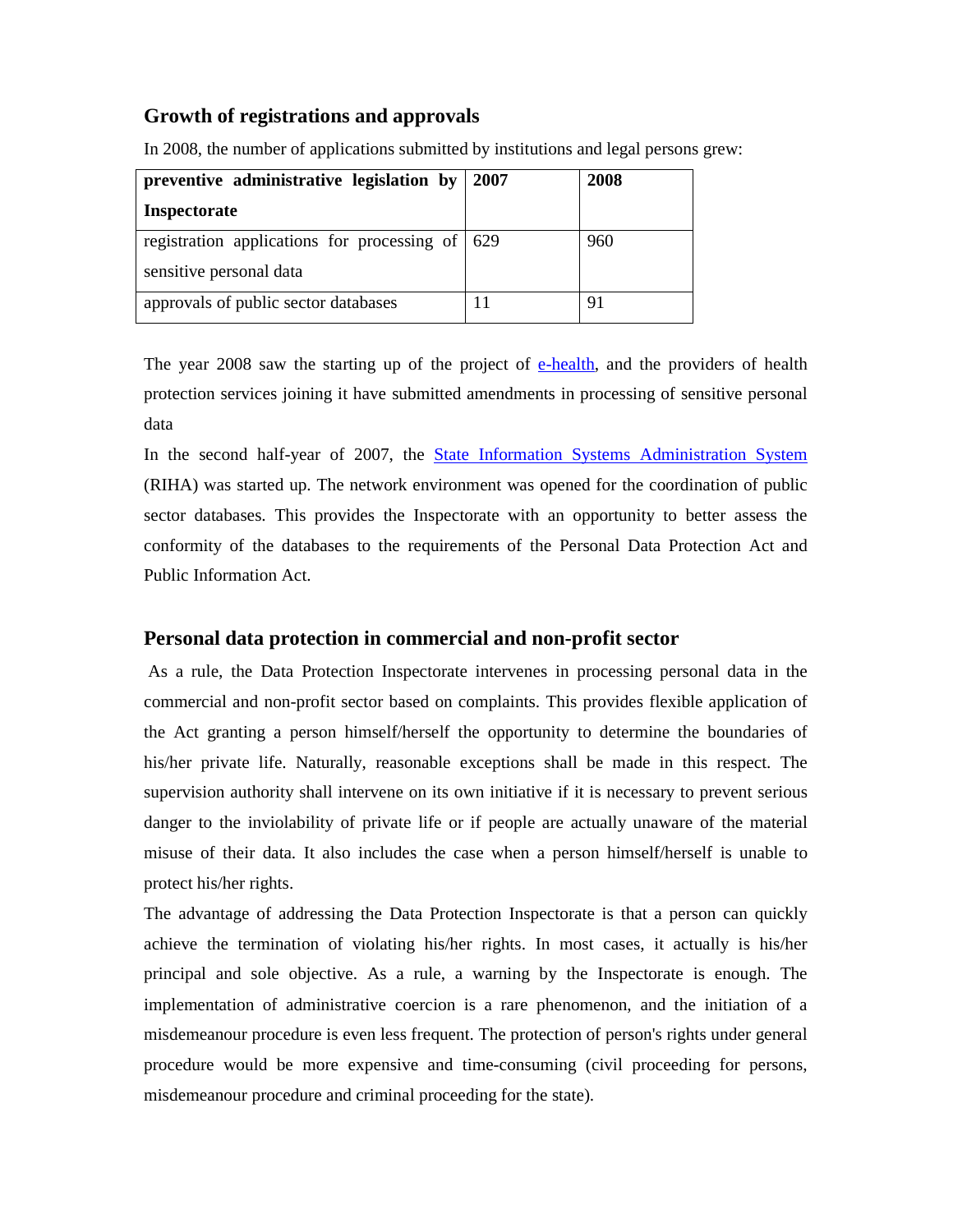## Growth of registrations and approvals

In 2008, the number of applications submitted by institutions and legal persons grew:

| **preventive administrative legislation by Inspectorate** | **2007** | **2008** |
|---|---|---|
| registration applications for processing of sensitive personal data | 629 | 960 |
| approvals of public sector databases | 11 | 91 |

The year 2008 saw the starting up of the project of e-health, and the providers of health protection services joining it have submitted amendments in processing of sensitive personal data

In the second half-year of 2007, the State Information Systems Administration System (RIHA) was started up. The network environment was opened for the coordination of public sector databases. This provides the Inspectorate with an opportunity to better assess the conformity of the databases to the requirements of the Personal Data Protection Act and Public Information Act.

## Personal data protection in commercial and non-profit sector

As a rule, the Data Protection Inspectorate intervenes in processing personal data in the commercial and non-profit sector based on complaints. This provides flexible application of the Act granting a person himself/herself the opportunity to determine the boundaries of his/her private life. Naturally, reasonable exceptions shall be made in this respect. The supervision authority shall intervene on its own initiative if it is necessary to prevent serious danger to the inviolability of private life or if people are actually unaware of the material misuse of their data. It also includes the case when a person himself/herself is unable to protect his/her rights.

The advantage of addressing the Data Protection Inspectorate is that a person can quickly achieve the termination of violating his/her rights. In most cases, it actually is his/her principal and sole objective. As a rule, a warning by the Inspectorate is enough. The implementation of administrative coercion is a rare phenomenon, and the initiation of a misdemeanour procedure is even less frequent. The protection of person's rights under general procedure would be more expensive and time-consuming (civil proceeding for persons, misdemeanour procedure and criminal proceeding for the state).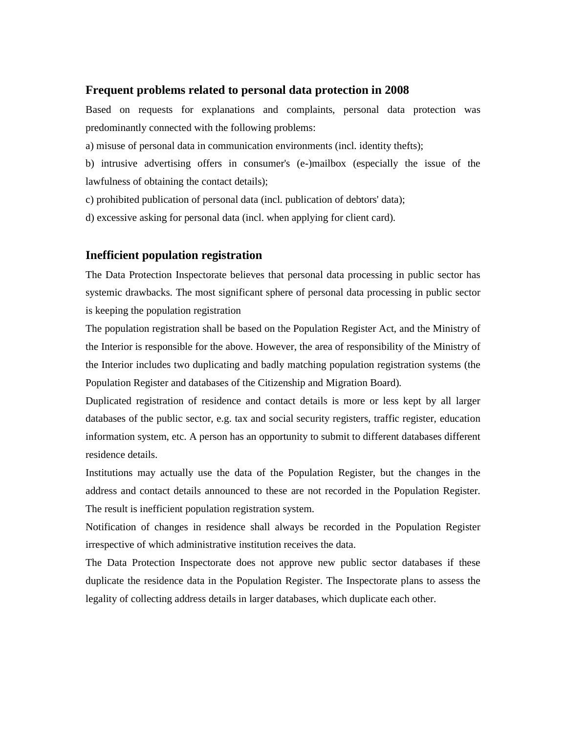## Frequent problems related to personal data protection in 2008

Based on requests for explanations and complaints, personal data protection was predominantly connected with the following problems:

a) misuse of personal data in communication environments (incl. identity thefts);

b) intrusive advertising offers in consumer's (e-)mailbox (especially the issue of the lawfulness of obtaining the contact details);

c) prohibited publication of personal data (incl. publication of debtors' data);

d) excessive asking for personal data (incl. when applying for client card).

## Inefficient population registration

The Data Protection Inspectorate believes that personal data processing in public sector has systemic drawbacks. The most significant sphere of personal data processing in public sector is keeping the population registration

The population registration shall be based on the Population Register Act, and the Ministry of the Interior is responsible for the above. However, the area of responsibility of the Ministry of the Interior includes two duplicating and badly matching population registration systems (the Population Register and databases of the Citizenship and Migration Board).

Duplicated registration of residence and contact details is more or less kept by all larger databases of the public sector, e.g. tax and social security registers, traffic register, education information system, etc. A person has an opportunity to submit to different databases different residence details.

Institutions may actually use the data of the Population Register, but the changes in the address and contact details announced to these are not recorded in the Population Register. The result is inefficient population registration system.

Notification of changes in residence shall always be recorded in the Population Register irrespective of which administrative institution receives the data.

The Data Protection Inspectorate does not approve new public sector databases if these duplicate the residence data in the Population Register. The Inspectorate plans to assess the legality of collecting address details in larger databases, which duplicate each other.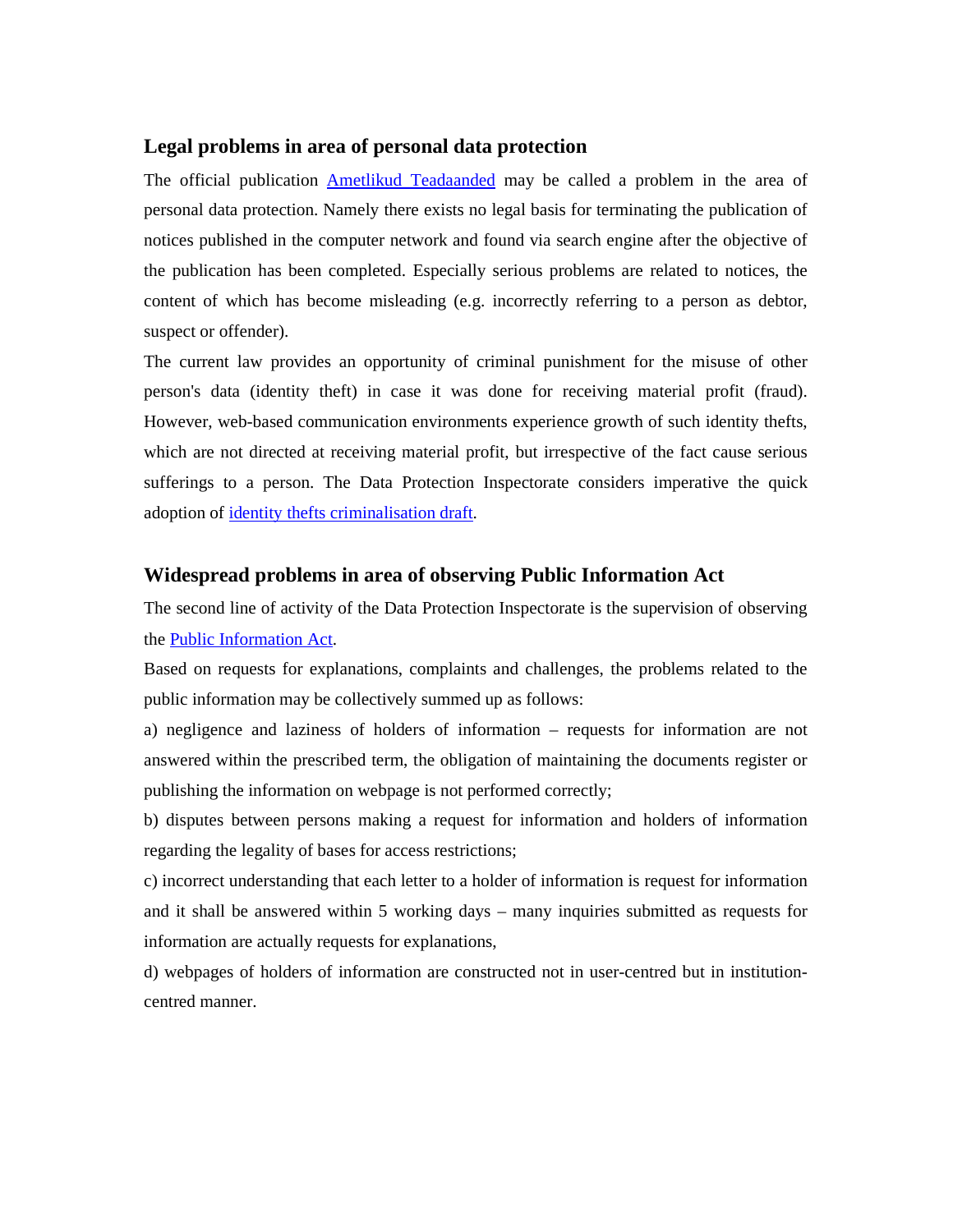## Legal problems in area of personal data protection

The official publication Ametlikud Teadaanded may be called a problem in the area of personal data protection. Namely there exists no legal basis for terminating the publication of notices published in the computer network and found via search engine after the objective of the publication has been completed. Especially serious problems are related to notices, the content of which has become misleading (e.g. incorrectly referring to a person as debtor, suspect or offender).

The current law provides an opportunity of criminal punishment for the misuse of other person's data (identity theft) in case it was done for receiving material profit (fraud). However, web-based communication environments experience growth of such identity thefts, which are not directed at receiving material profit, but irrespective of the fact cause serious sufferings to a person. The Data Protection Inspectorate considers imperative the quick adoption of identity thefts criminalisation draft.

## Widespread problems in area of observing Public Information Act

The second line of activity of the Data Protection Inspectorate is the supervision of observing the Public Information Act.

Based on requests for explanations, complaints and challenges, the problems related to the public information may be collectively summed up as follows:

a) negligence and laziness of holders of information – requests for information are not answered within the prescribed term, the obligation of maintaining the documents register or publishing the information on webpage is not performed correctly;

b) disputes between persons making a request for information and holders of information regarding the legality of bases for access restrictions;

c) incorrect understanding that each letter to a holder of information is request for information and it shall be answered within 5 working days – many inquiries submitted as requests for information are actually requests for explanations,

d) webpages of holders of information are constructed not in user-centred but in institution-centred manner.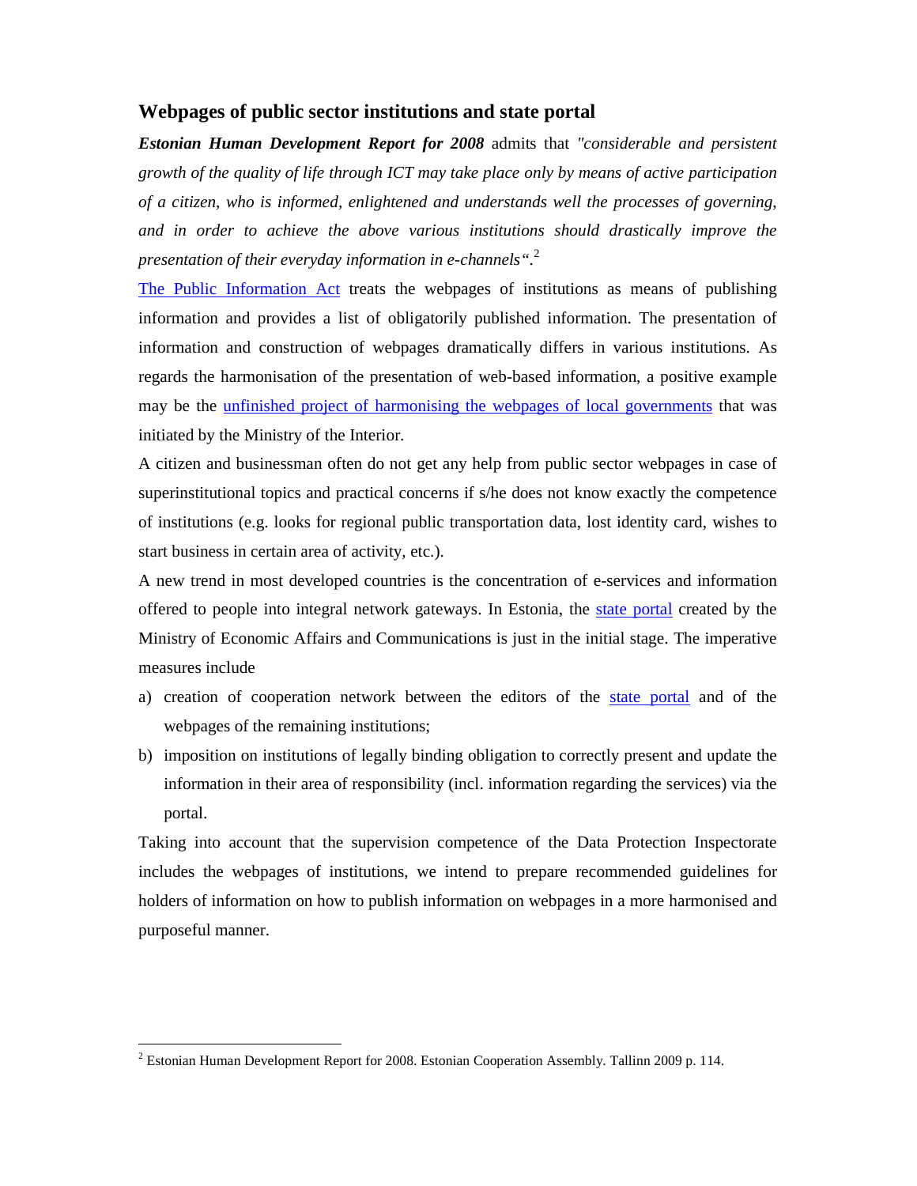## Webpages of public sector institutions and state portal

***Estonian Human Development Report for 2008*** admits that *"considerable and persistent growth of the quality of life through ICT may take place only by means of active participation of a citizen, who is informed, enlightened and understands well the processes of governing, and in order to achieve the above various institutions should drastically improve the presentation of their everyday information in e-channels"*.[2]

The Public Information Act treats the webpages of institutions as means of publishing information and provides a list of obligatorily published information. The presentation of information and construction of webpages dramatically differs in various institutions. As regards the harmonisation of the presentation of web-based information, a positive example may be the unfinished project of harmonising the webpages of local governments that was initiated by the Ministry of the Interior.

A citizen and businessman often do not get any help from public sector webpages in case of superinstitutional topics and practical concerns if s/he does not know exactly the competence of institutions (e.g. looks for regional public transportation data, lost identity card, wishes to start business in certain area of activity, etc.).

A new trend in most developed countries is the concentration of e-services and information offered to people into integral network gateways. In Estonia, the state portal created by the Ministry of Economic Affairs and Communications is just in the initial stage. The imperative measures include

a) creation of cooperation network between the editors of the state portal and of the webpages of the remaining institutions;
b) imposition on institutions of legally binding obligation to correctly present and update the information in their area of responsibility (incl. information regarding the services) via the portal.

Taking into account that the supervision competence of the Data Protection Inspectorate includes the webpages of institutions, we intend to prepare recommended guidelines for holders of information on how to publish information on webpages in a more harmonised and purposeful manner.

---

[2] Estonian Human Development Report for 2008. Estonian Cooperation Assembly. Tallinn 2009 p. 114.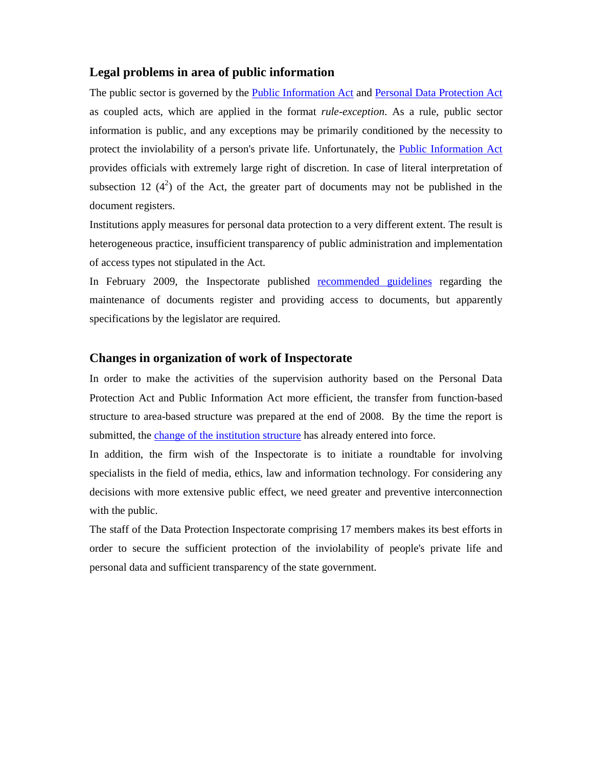## Legal problems in area of public information

The public sector is governed by the Public Information Act and Personal Data Protection Act as coupled acts, which are applied in the format *rule-exception*. As a rule, public sector information is public, and any exceptions may be primarily conditioned by the necessity to protect the inviolability of a person's private life. Unfortunately, the Public Information Act provides officials with extremely large right of discretion. In case of literal interpretation of subsection 12 ($4^2$) of the Act, the greater part of documents may not be published in the document registers.

Institutions apply measures for personal data protection to a very different extent. The result is heterogeneous practice, insufficient transparency of public administration and implementation of access types not stipulated in the Act.

In February 2009, the Inspectorate published recommended guidelines regarding the maintenance of documents register and providing access to documents, but apparently specifications by the legislator are required.

## Changes in organization of work of Inspectorate

In order to make the activities of the supervision authority based on the Personal Data Protection Act and Public Information Act more efficient, the transfer from function-based structure to area-based structure was prepared at the end of 2008. By the time the report is submitted, the change of the institution structure has already entered into force.

In addition, the firm wish of the Inspectorate is to initiate a roundtable for involving specialists in the field of media, ethics, law and information technology. For considering any decisions with more extensive public effect, we need greater and preventive interconnection with the public.

The staff of the Data Protection Inspectorate comprising 17 members makes its best efforts in order to secure the sufficient protection of the inviolability of people's private life and personal data and sufficient transparency of the state government.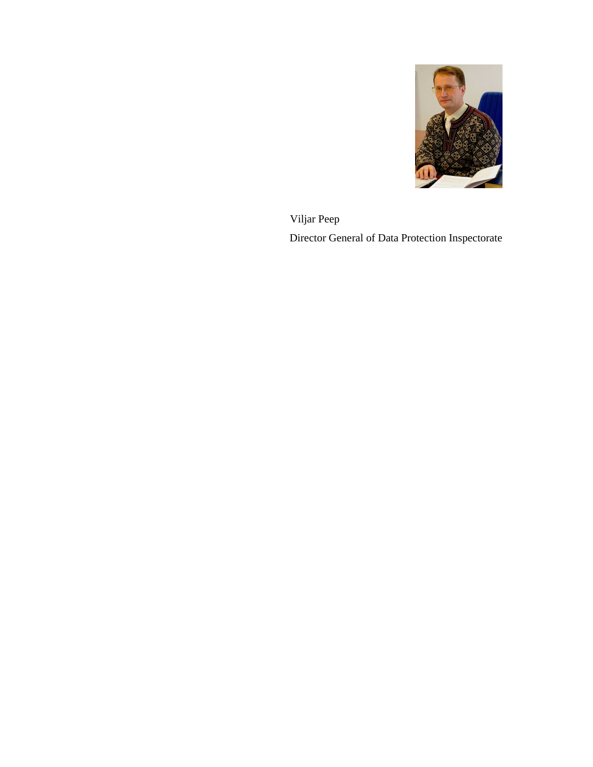Viljar Peep

Director General of Data Protection Inspectorate